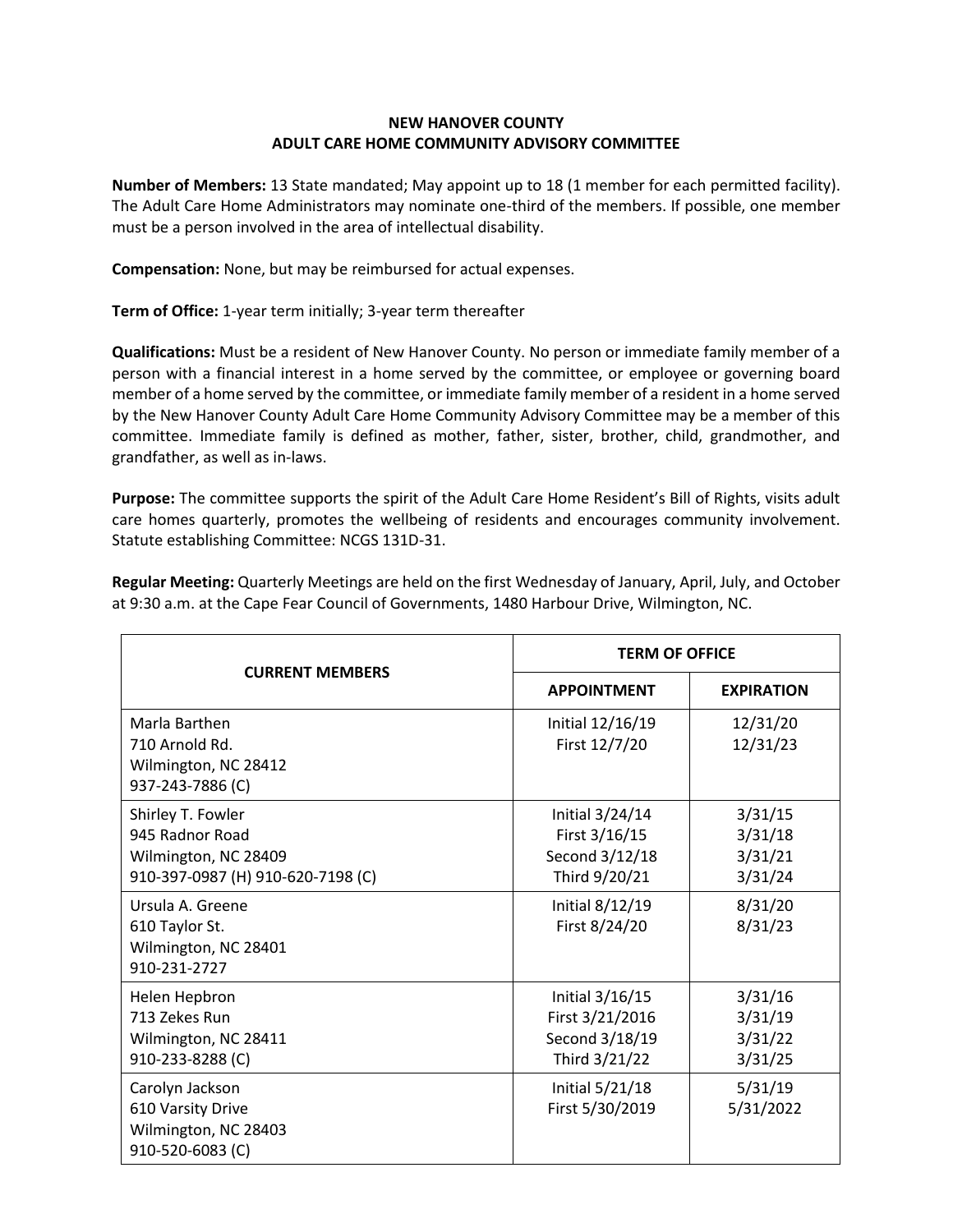# NEW HANOVER COUNTY
## ADULT CARE HOME COMMUNITY ADVISORY COMMITTEE

**Number of Members:** 13 State mandated; May appoint up to 18 (1 member for each permitted facility). The Adult Care Home Administrators may nominate one-third of the members. If possible, one member must be a person involved in the area of intellectual disability.

**Compensation:** None, but may be reimbursed for actual expenses.

**Term of Office:** 1-year term initially; 3-year term thereafter

**Qualifications:** Must be a resident of New Hanover County. No person or immediate family member of a person with a financial interest in a home served by the committee, or employee or governing board member of a home served by the committee, or immediate family member of a resident in a home served by the New Hanover County Adult Care Home Community Advisory Committee may be a member of this committee. Immediate family is defined as mother, father, sister, brother, child, grandmother, and grandfather, as well as in-laws.

**Purpose:** The committee supports the spirit of the Adult Care Home Resident's Bill of Rights, visits adult care homes quarterly, promotes the wellbeing of residents and encourages community involvement. Statute establishing Committee: NCGS 131D-31.

**Regular Meeting:** Quarterly Meetings are held on the first Wednesday of January, April, July, and October at 9:30 a.m. at the Cape Fear Council of Governments, 1480 Harbour Drive, Wilmington, NC.

| CURRENT MEMBERS | TERM OF OFFICE | |
|---|---|---|
| | **APPOINTMENT** | **EXPIRATION** |
| Marla Barthen<br>710 Arnold Rd.<br>Wilmington, NC 28412<br>937-243-7886 (C) | Initial 12/16/19<br>First 12/7/20 | 12/31/20<br>12/31/23 |
| Shirley T. Fowler<br>945 Radnor Road<br>Wilmington, NC 28409<br>910-397-0987 (H) 910-620-7198 (C) | Initial 3/24/14<br>First 3/16/15<br>Second 3/12/18<br>Third 9/20/21 | 3/31/15<br>3/31/18<br>3/31/21<br>3/31/24 |
| Ursula A. Greene<br>610 Taylor St.<br>Wilmington, NC 28401<br>910-231-2727 | Initial 8/12/19<br>First 8/24/20 | 8/31/20<br>8/31/23 |
| Helen Hepbron<br>713 Zekes Run<br>Wilmington, NC 28411<br>910-233-8288 (C) | Initial 3/16/15<br>First 3/21/2016<br>Second 3/18/19<br>Third 3/21/22 | 3/31/16<br>3/31/19<br>3/31/22<br>3/31/25 |
| Carolyn Jackson<br>610 Varsity Drive<br>Wilmington, NC 28403<br>910-520-6083 (C) | Initial 5/21/18<br>First 5/30/2019 | 5/31/19<br>5/31/2022 |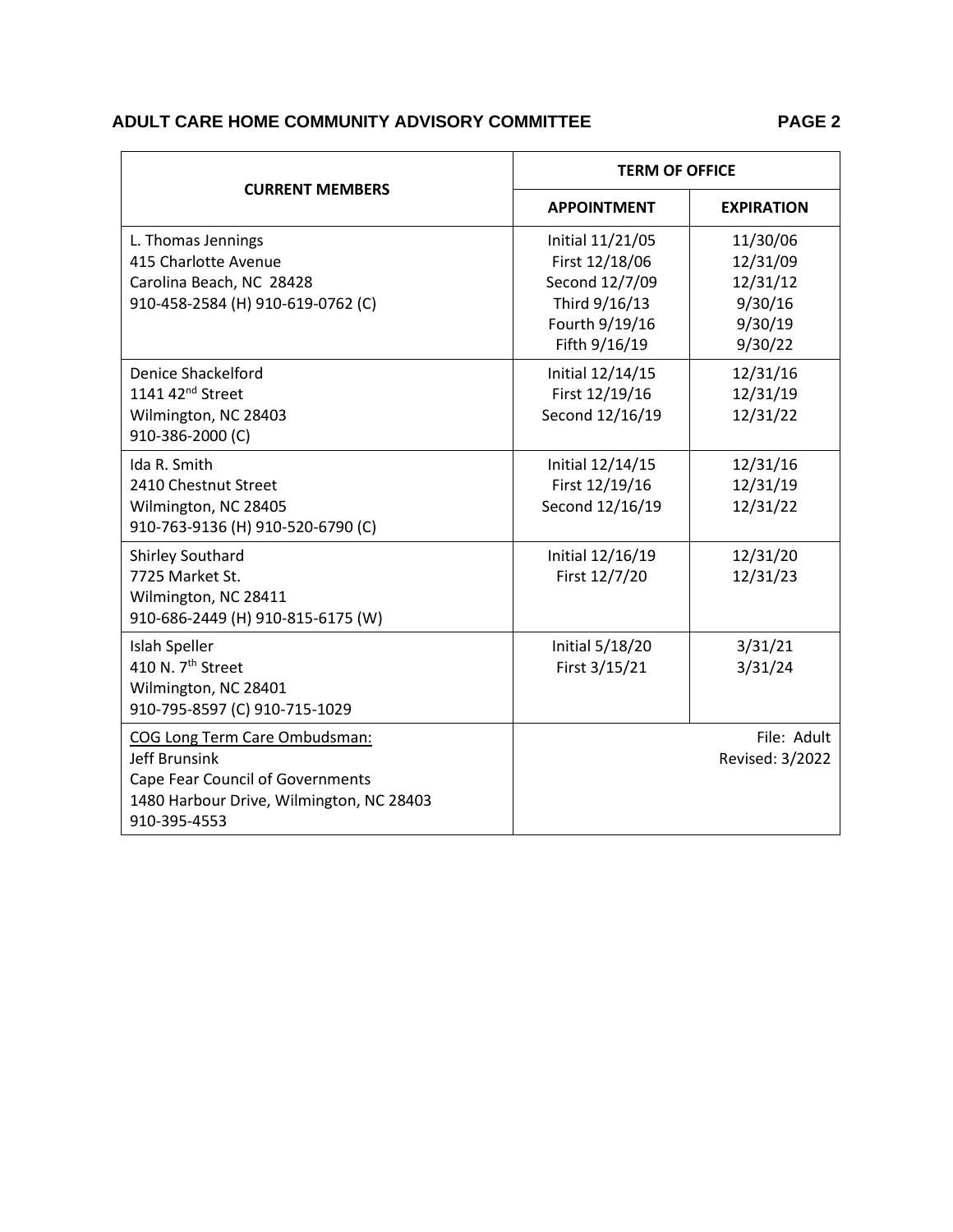## ADULT CARE HOME COMMUNITY ADVISORY COMMITTEE

| CURRENT MEMBERS | TERM OF OFFICE | |
|---|---|---|
| | APPOINTMENT | EXPIRATION |
| L. Thomas Jennings<br>415 Charlotte Avenue<br>Carolina Beach, NC 28428<br>910-458-2584 (H) 910-619-0762 (C) | Initial 11/21/05<br>First 12/18/06<br>Second 12/7/09<br>Third 9/16/13<br>Fourth 9/19/16<br>Fifth 9/16/19 | 11/30/06<br>12/31/09<br>12/31/12<br>9/30/16<br>9/30/19<br>9/30/22 |
| Denice Shackelford<br>1141 42nd Street<br>Wilmington, NC 28403<br>910-386-2000 (C) | Initial 12/14/15<br>First 12/19/16<br>Second 12/16/19 | 12/31/16<br>12/31/19<br>12/31/22 |
| Ida R. Smith<br>2410 Chestnut Street<br>Wilmington, NC 28405<br>910-763-9136 (H) 910-520-6790 (C) | Initial 12/14/15<br>First 12/19/16<br>Second 12/16/19 | 12/31/16<br>12/31/19<br>12/31/22 |
| Shirley Southard<br>7725 Market St.<br>Wilmington, NC 28411<br>910-686-2449 (H) 910-815-6175 (W) | Initial 12/16/19<br>First 12/7/20 | 12/31/20<br>12/31/23 |
| Islah Speller<br>410 N. 7th Street<br>Wilmington, NC 28401<br>910-795-8597 (C) 910-715-1029 | Initial 5/18/20<br>First 3/15/21 | 3/31/21<br>3/31/24 |
| COG Long Term Care Ombudsman:<br>Jeff Brunsink<br>Cape Fear Council of Governments<br>1480 Harbour Drive, Wilmington, NC 28403<br>910-395-4553 | File: Adult<br>Revised: 3/2022 | |